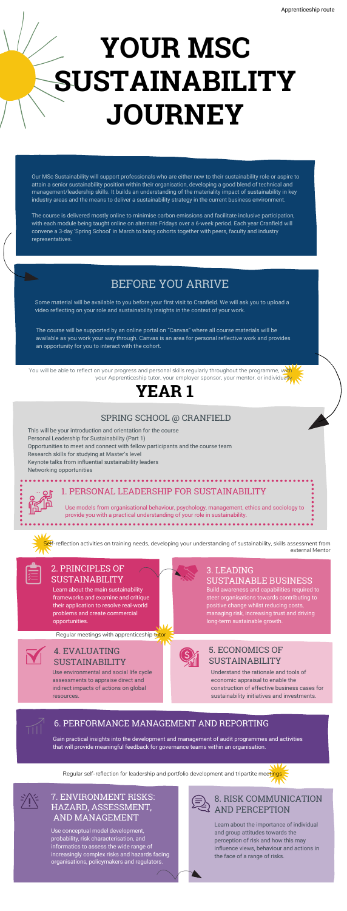Apprenticeship route

# YOUR MSC SUSTAINABILITY JOURNEY

Our MSc Sustainability will support professionals who are either new to their sustainability role or aspire to attain a senior sustainability position within their organisation, developing a good blend of technical and management/leadership skills. It builds an understanding of the materiality impact of sustainability in key industry areas and the means to deliver a sustainability strategy in the current business environment.

The course is delivered mostly online to minimise carbon emissions and facilitate inclusive participation, with each module being taught online on alternate Fridays over a 6-week period. Each year Cranfield will convene a 3-day 'Spring School' in March to bring cohorts together with peers, faculty and industry representatives.

## BEFORE YOU ARRIVE

Some material will be available to you before your first visit to Cranfield. We will ask you to upload a video reflecting on your role and sustainability insights in the context of your work.

The course will be supported by an online portal on "Canvas" where all course materials will be available as you work your way through. Canvas is an area for personal reflective work and provides an opportunity for you to interact with the cohort.

You will be able to reflect on your progress and personal skills regularly throughout the programme, with your Apprenticeship tutor, your employer sponsor, your mentor, or individually.

# YEAR 1

## SPRING SCHOOL @ CRANFIELD

This will be your introduction and orientation for the course
Personal Leadership for Sustainability (Part 1)
Opportunities to meet and connect with fellow participants and the course team
Research skills for studying at Master's level
Keynote talks from influential sustainability leaders
Networking opportunities

### 1. PERSONAL LEADERSHIP FOR SUSTAINABILITY

Use models from organisational behaviour, psychology, management, ethics and sociology to provide you with a practical understanding of your role in sustainability.

Self-reflection activities on training needs, developing your understanding of sustainability, skills assessment from external Mentor

### 2. PRINCIPLES OF SUSTAINABILITY

Learn about the main sustainability frameworks and examine and critique their application to resolve real-world problems and create commercial opportunities.

### 3. LEADING SUSTAINABLE BUSINESS

Build awareness and capabilities required to steer organisations towards contributing to positive change whilst reducing costs, managing risk, increasing trust and driving long-term sustainable growth.

Regular meetings with apprenticeship tutor

### 4. EVALUATING SUSTAINABILITY

Use environmental and social life cycle assessments to appraise direct and indirect impacts of actions on global resources.

### 5. ECONOMICS OF SUSTAINABILITY

Understand the rationale and tools of economic appraisal to enable the construction of effective business cases for sustainability initiatives and investments.

### 6. PERFORMANCE MANAGEMENT AND REPORTING

Gain practical insights into the development and management of audit programmes and activities that will provide meaningful feedback for governance teams within an organisation.

Regular self-reflection for leadership and portfolio development and tripartite meetings

### 7. ENVIRONMENT RISKS: HAZARD, ASSESSMENT, AND MANAGEMENT

Use conceptual model development, probability, risk characterisation, and informatics to assess the wide range of increasingly complex risks and hazards facing organisations, policymakers and regulators.

### 8. RISK COMMUNICATION AND PERCEPTION

Learn about the importance of individual and group attitudes towards the perception of risk and how this may influence views, behaviour and actions in the face of a range of risks.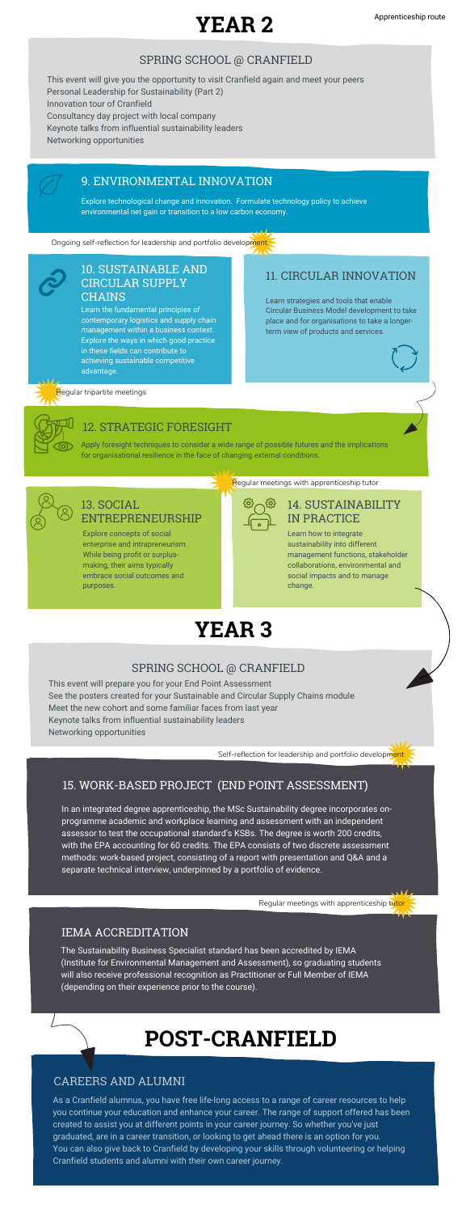# YEAR 2

Apprenticeship route

## SPRING SCHOOL @ CRANFIELD

This event will give you the opportunity to visit Cranfield again and meet your peers
Personal Leadership for Sustainability (Part 2)
Innovation tour of Cranfield
Consultancy day project with local company
Keynote talks from influential sustainability leaders
Networking opportunities

## 9. ENVIRONMENTAL INNOVATION

Explore technological change and innovation. Formulate technology policy to achieve environmental net gain or transition to a low carbon economy.

Ongoing self-reflection for leadership and portfolio development

## 10. SUSTAINABLE AND CIRCULAR SUPPLY CHAINS

Learn the fundamental principles of contemporary logistics and supply chain management within a business context. Explore the ways in which good practice in these fields can contribute to achieving sustainable competitive advantage.

## 11. CIRCULAR INNOVATION

Learn strategies and tools that enable Circular Business Model development to take place and for organisations to take a longer-term view of products and services.

Regular tripartite meetings

## 12. STRATEGIC FORESIGHT

Apply foresight techniques to consider a wide range of possible futures and the implications for organisational resilience in the face of changing external conditions.

Regular meetings with apprenticeship tutor

## 13. SOCIAL ENTREPRENEURSHIP

Explore concepts of social enterprise and intrapreneurism. While being profit or surplus-making, their aims typically embrace social outcomes and purposes.

## 14. SUSTAINABILITY IN PRACTICE

Learn how to integrate sustainability into different management functions, stakeholder collaborations, environmental and social impacts and to manage change.

# YEAR 3

## SPRING SCHOOL @ CRANFIELD

This event will prepare you for your End Point Assessment
See the posters created for your Sustainable and Circular Supply Chains module
Meet the new cohort and some familiar faces from last year
Keynote talks from influential sustainability leaders
Networking opportunities

Self-reflection for leadership and portfolio development

## 15. WORK-BASED PROJECT (END POINT ASSESSMENT)

In an integrated degree apprenticeship, the MSc Sustainability degree incorporates on-programme academic and workplace learning and assessment with an independent assessor to test the occupational standard's KSBs. The degree is worth 200 credits, with the EPA accounting for 60 credits. The EPA consists of two discrete assessment methods: work-based project, consisting of a report with presentation and Q&A and a separate technical interview, underpinned by a portfolio of evidence.

Regular meetings with apprenticeship tutor

## IEMA ACCREDITATION

The Sustainability Business Specialist standard has been accredited by IEMA (Institute for Environmental Management and Assessment), so graduating students will also receive professional recognition as Practitioner or Full Member of IEMA (depending on their experience prior to the course).

# POST-CRANFIELD

## CAREERS AND ALUMNI

As a Cranfield alumnus, you have free life-long access to a range of career resources to help you continue your education and enhance your career. The range of support offered has been created to assist you at different points in your career journey. So whether you've just graduated, are in a career transition, or looking to get ahead there is an option for you. You can also give back to Cranfield by developing your skills through volunteering or helping Cranfield students and alumni with their own career journey.